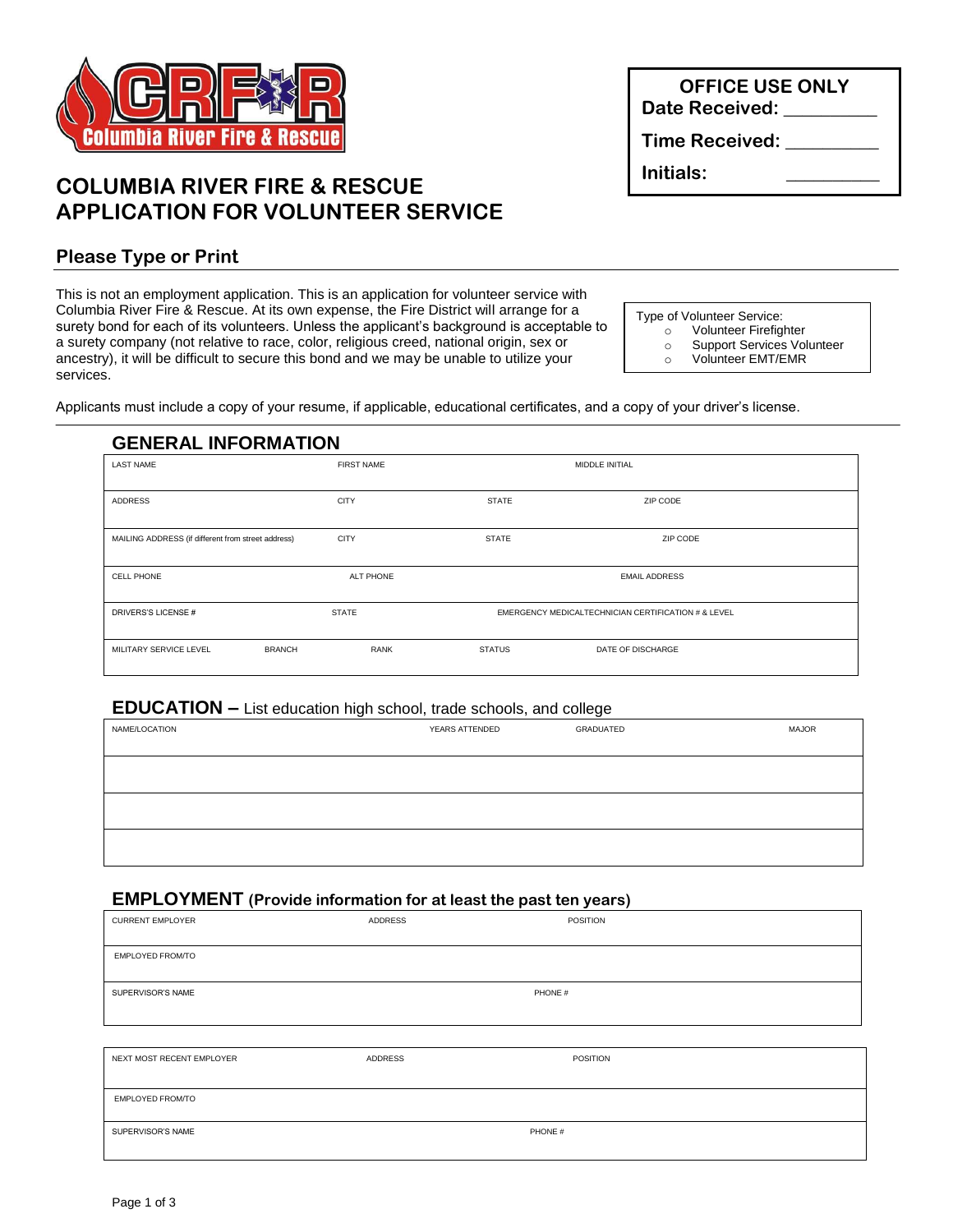# COLUMBIA RIVER FIRE & RESCUE
# APPLICATION FOR VOLUNTEER SERVICE

**OFFICE USE ONLY**
**Date Received:** __________
**Time Received:** __________
**Initials:** __________

## Please Type or Print

This is not an employment application. This is an application for volunteer service with Columbia River Fire & Rescue. At its own expense, the Fire District will arrange for a surety bond for each of its volunteers. Unless the applicant's background is acceptable to a surety company (not relative to race, color, religious creed, national origin, sex or ancestry), it will be difficult to secure this bond and we may be unable to utilize your services.

Type of Volunteer Service:
- ○ Volunteer Firefighter
- ○ Support Services Volunteer
- ○ Volunteer EMT/EMR

Applicants must include a copy of your resume, if applicable, educational certificates, and a copy of your driver's license.

## GENERAL INFORMATION

| LAST NAME | FIRST NAME | MIDDLE INITIAL | |
|---|---|---|---|
| ADDRESS | CITY | STATE | ZIP CODE |
| MAILING ADDRESS (if different from street address) | CITY | STATE | ZIP CODE |
| CELL PHONE | ALT PHONE | EMAIL ADDRESS | |
| DRIVERS'S LICENSE # | STATE | EMERGENCY MEDICALTECHNICIAN CERTIFICATION # & LEVEL | |

| MILITARY SERVICE LEVEL | BRANCH | RANK | STATUS | DATE OF DISCHARGE |
|---|---|---|---|---|
| | | | | |

## EDUCATION – List education high school, trade schools, and college

| NAME/LOCATION | YEARS ATTENDED | GRADUATED | MAJOR |
|---|---|---|---|
| | | | |
| | | | |
| | | | |

## EMPLOYMENT (Provide information for at least the past ten years)

| CURRENT EMPLOYER | ADDRESS | POSITION |
|---|---|---|
| EMPLOYED FROM/TO | | |
| SUPERVISOR'S NAME | PHONE # | |

| NEXT MOST RECENT EMPLOYER | ADDRESS | POSITION |
|---|---|---|
| EMPLOYED FROM/TO | | |
| SUPERVISOR'S NAME | PHONE # | |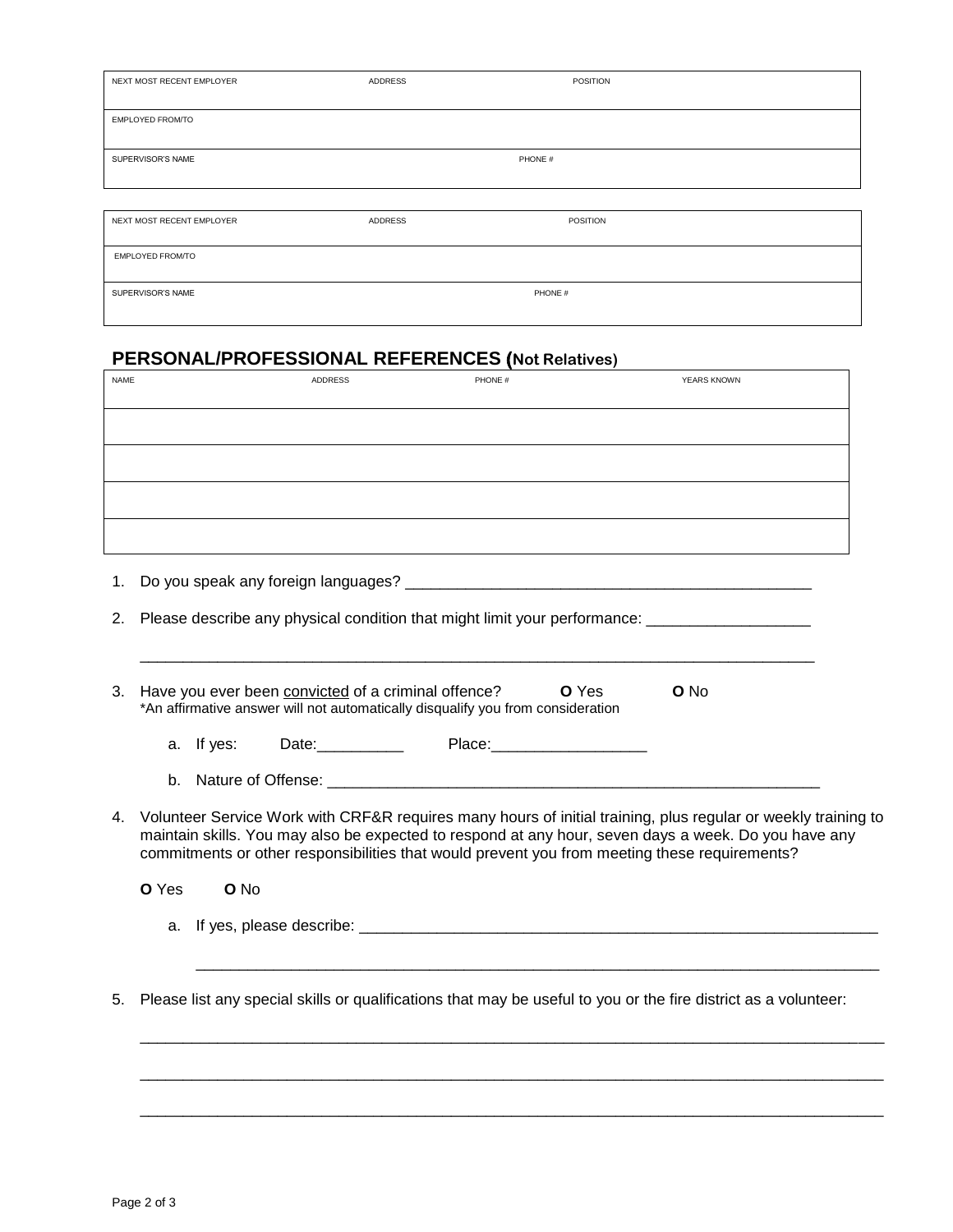| NEXT MOST RECENT EMPLOYER | ADDRESS | POSITION |
|---|---|---|
| EMPLOYED FROM/TO | | |
| SUPERVISOR'S NAME | PHONE # | |

| NEXT MOST RECENT EMPLOYER | ADDRESS | POSITION |
|---|---|---|
| EMPLOYED FROM/TO | | |
| SUPERVISOR'S NAME | PHONE # | |

## PERSONAL/PROFESSIONAL REFERENCES (Not Relatives)

| NAME | ADDRESS | PHONE # | YEARS KNOWN |
|---|---|---|---|
| | | | |
| | | | |
| | | | |
| | | | |

1. Do you speak any foreign languages? ________________________________________________

2. Please describe any physical condition that might limit your performance: __________________

   ______________________________________________________________________________

3. Have you ever been convicted of a criminal offence? **O** Yes **O** No
   *An affirmative answer will not automatically disqualify you from consideration

   a. If yes: Date:__________ Place:__________________

   b. Nature of Offense: ________________________________________________________

4. Volunteer Service Work with CRF&R requires many hours of initial training, plus regular or weekly training to maintain skills. You may also be expected to respond at any hour, seven days a week. Do you have any commitments or other responsibilities that would prevent you from meeting these requirements?

   **O** Yes **O** No

   a. If yes, please describe: ______________________________________________________________

      ______________________________________________________________________________

5. Please list any special skills or qualifications that may be useful to you or the fire district as a volunteer:

   ______________________________________________________________________________

   ______________________________________________________________________________

   ______________________________________________________________________________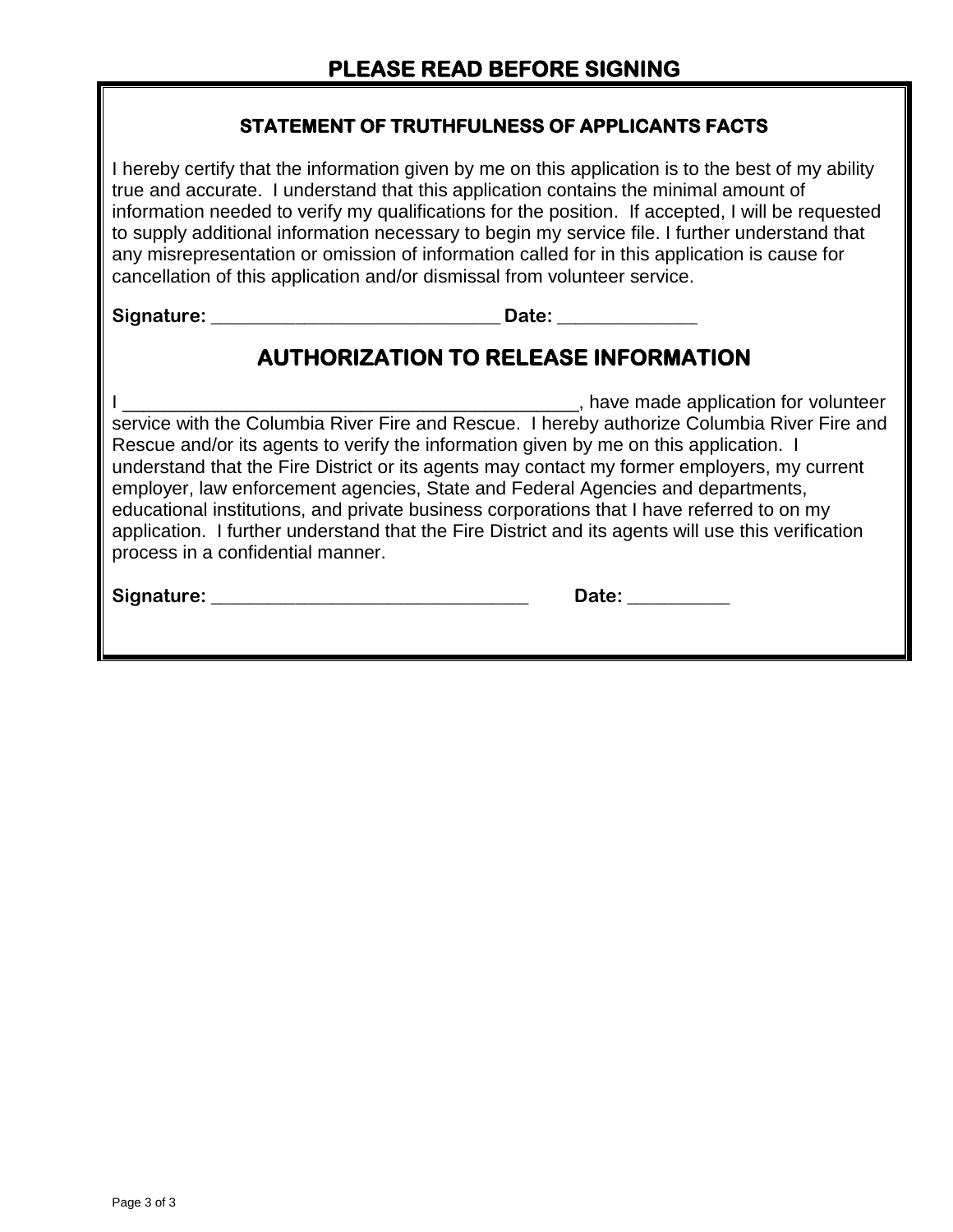## PLEASE READ BEFORE SIGNING

### STATEMENT OF TRUTHFULNESS OF APPLICANTS FACTS

I hereby certify that the information given by me on this application is to the best of my ability true and accurate. I understand that this application contains the minimal amount of information needed to verify my qualifications for the position. If accepted, I will be requested to supply additional information necessary to begin my service file. I further understand that any misrepresentation or omission of information called for in this application is cause for cancellation of this application and/or dismissal from volunteer service.

**Signature:** ____________________________ **Date:** _____________

## AUTHORIZATION TO RELEASE INFORMATION

I ____________________________________________, have made application for volunteer service with the Columbia River Fire and Rescue. I hereby authorize Columbia River Fire and Rescue and/or its agents to verify the information given by me on this application. I understand that the Fire District or its agents may contact my former employers, my current employer, law enforcement agencies, State and Federal Agencies and departments, educational institutions, and private business corporations that I have referred to on my application. I further understand that the Fire District and its agents will use this verification process in a confidential manner.

**Signature:** _______________________________ **Date:** __________